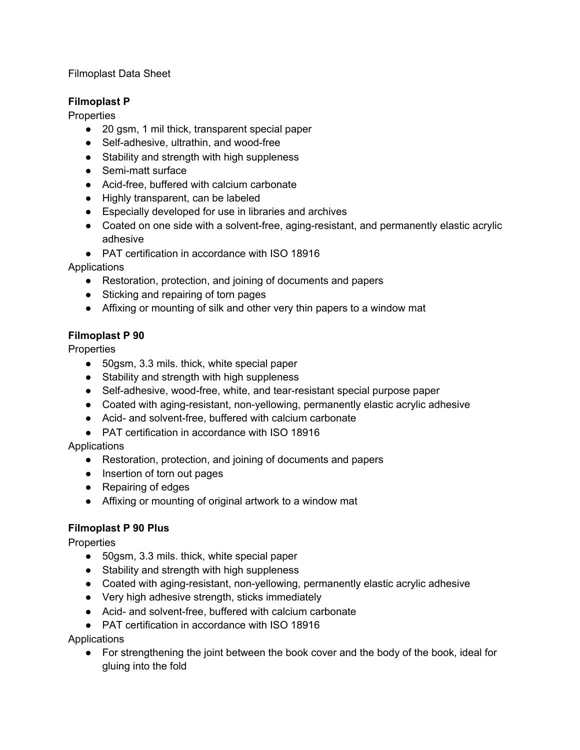Filmoplast Data Sheet

**Filmoplast P**

Properties

- 20 gsm, 1 mil thick, transparent special paper
- Self-adhesive, ultrathin, and wood-free
- Stability and strength with high suppleness
- Semi-matt surface
- Acid-free, buffered with calcium carbonate
- Highly transparent, can be labeled
- Especially developed for use in libraries and archives
- Coated on one side with a solvent-free, aging-resistant, and permanently elastic acrylic adhesive
- PAT certification in accordance with ISO 18916

Applications

- Restoration, protection, and joining of documents and papers
- Sticking and repairing of torn pages
- Affixing or mounting of silk and other very thin papers to a window mat

**Filmoplast P 90**

Properties

- 50gsm, 3.3 mils. thick, white special paper
- Stability and strength with high suppleness
- Self-adhesive, wood-free, white, and tear-resistant special purpose paper
- Coated with aging-resistant, non-yellowing, permanently elastic acrylic adhesive
- Acid- and solvent-free, buffered with calcium carbonate
- PAT certification in accordance with ISO 18916

Applications

- Restoration, protection, and joining of documents and papers
- Insertion of torn out pages
- Repairing of edges
- Affixing or mounting of original artwork to a window mat

**Filmoplast P 90 Plus**

Properties

- 50gsm, 3.3 mils. thick, white special paper
- Stability and strength with high suppleness
- Coated with aging-resistant, non-yellowing, permanently elastic acrylic adhesive
- Very high adhesive strength, sticks immediately
- Acid- and solvent-free, buffered with calcium carbonate
- PAT certification in accordance with ISO 18916

Applications

- For strengthening the joint between the book cover and the body of the book, ideal for gluing into the fold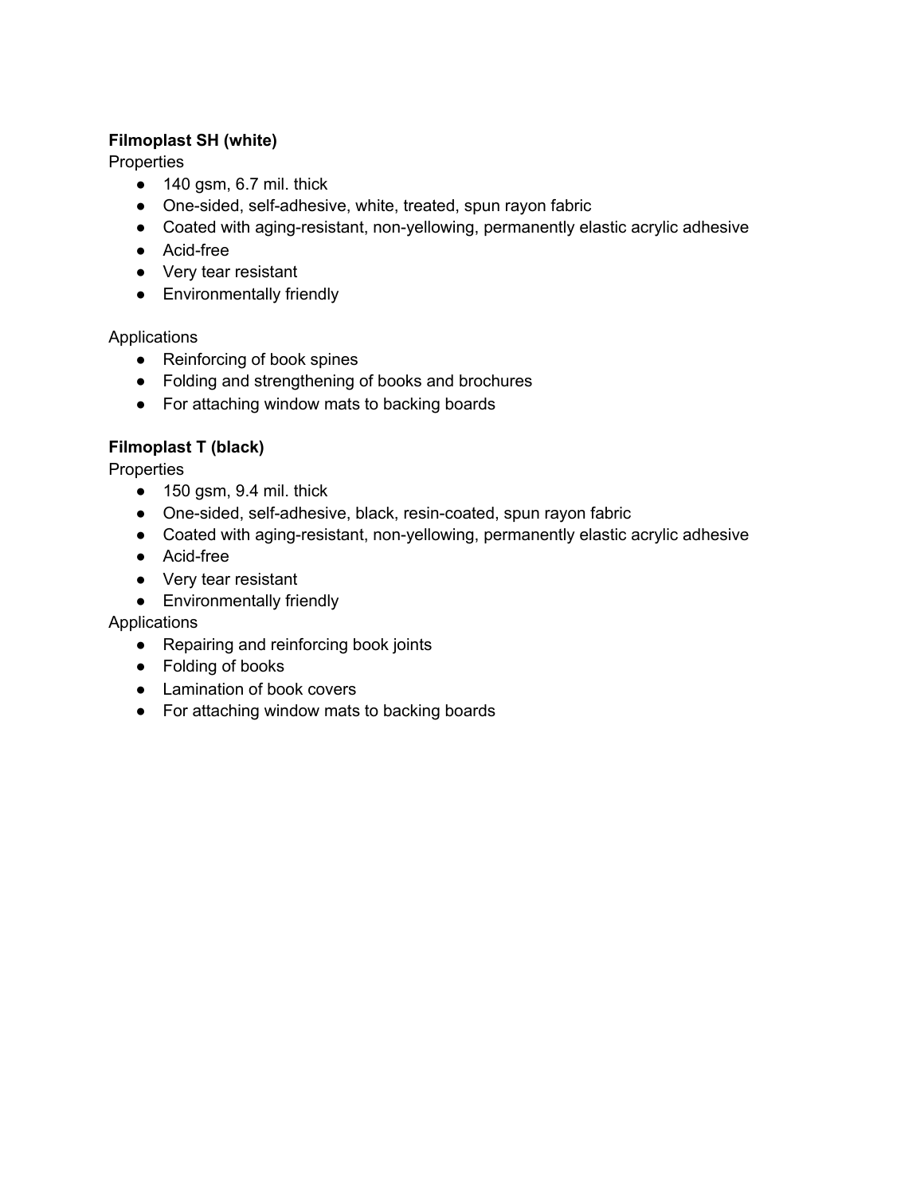**Filmoplast SH (white)**

Properties

- 140 gsm, 6.7 mil. thick
- One-sided, self-adhesive, white, treated, spun rayon fabric
- Coated with aging-resistant, non-yellowing, permanently elastic acrylic adhesive
- Acid-free
- Very tear resistant
- Environmentally friendly

Applications

- Reinforcing of book spines
- Folding and strengthening of books and brochures
- For attaching window mats to backing boards

**Filmoplast T (black)**

Properties

- 150 gsm, 9.4 mil. thick
- One-sided, self-adhesive, black, resin-coated, spun rayon fabric
- Coated with aging-resistant, non-yellowing, permanently elastic acrylic adhesive
- Acid-free
- Very tear resistant
- Environmentally friendly

Applications

- Repairing and reinforcing book joints
- Folding of books
- Lamination of book covers
- For attaching window mats to backing boards